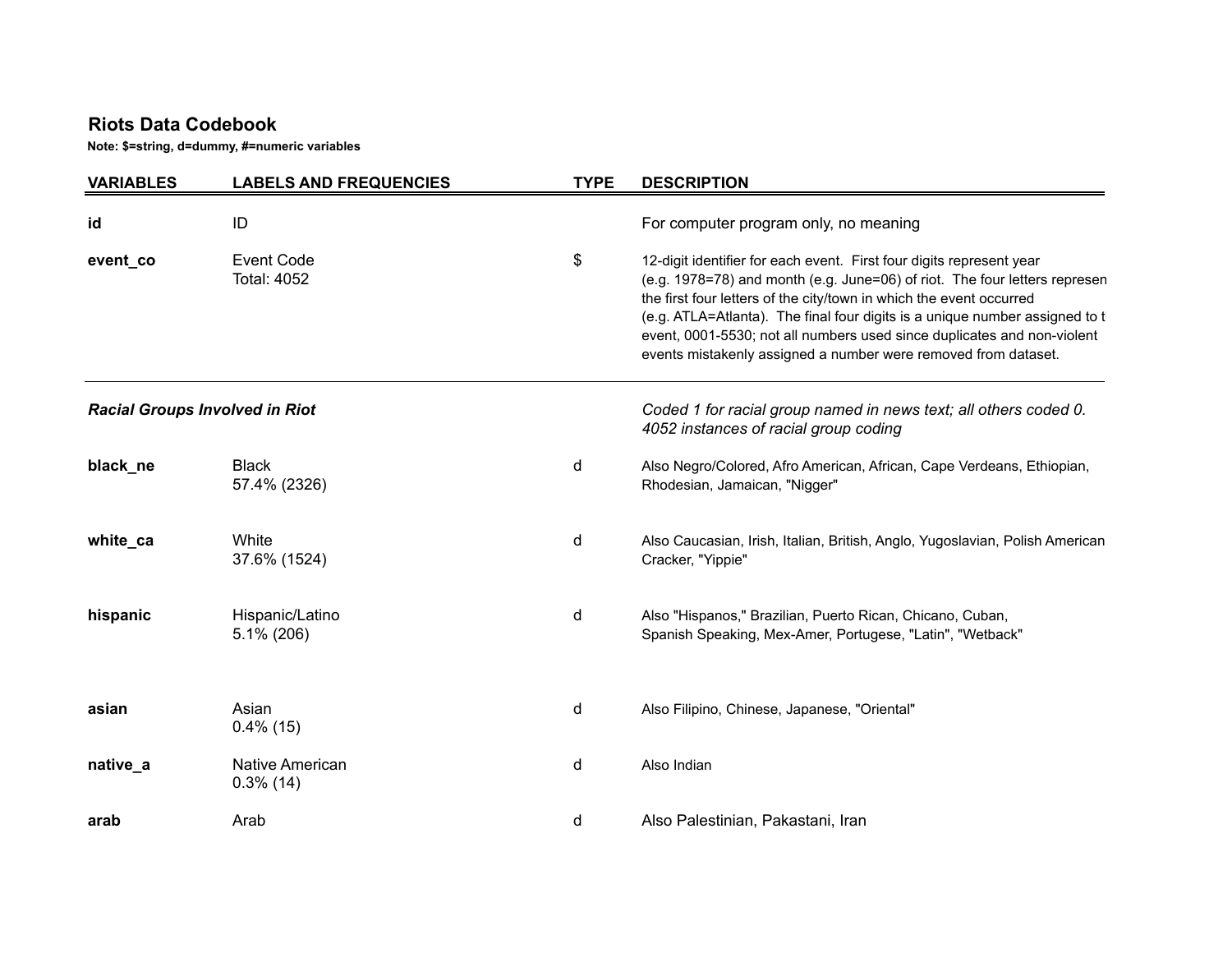# Riots Data Codebook

**Note: $=string, d=dummy, #=numeric variables**

| VARIABLES | LABELS AND FREQUENCIES | TYPE | DESCRIPTION |
|---|---|---|---|
| **id** | ID | | For computer program only, no meaning |
| **event_co** | Event Code<br>Total: 4052 | $ | 12-digit identifier for each event. First four digits represent year (e.g. 1978=78) and month (e.g. June=06) of riot. The four letters represen the first four letters of the city/town in which the event occurred (e.g. ATLA=Atlanta). The final four digits is a unique number assigned to t event, 0001-5530; not all numbers used since duplicates and non-violent events mistakenly assigned a number were removed from dataset. |
| ***Racial Groups Involved in Riot*** | | | *Coded 1 for racial group named in news text; all others coded 0. 4052 instances of racial group coding* |
| **black_ne** | Black<br>57.4% (2326) | d | Also Negro/Colored, Afro American, African, Cape Verdeans, Ethiopian, Rhodesian, Jamaican, "Nigger" |
| **white_ca** | White<br>37.6% (1524) | d | Also Caucasian, Irish, Italian, British, Anglo, Yugoslavian, Polish American Cracker, "Yippie" |
| **hispanic** | Hispanic/Latino<br>5.1% (206) | d | Also "Hispanos," Brazilian, Puerto Rican, Chicano, Cuban, Spanish Speaking, Mex-Amer, Portugese, "Latin", "Wetback" |
| **asian** | Asian<br>0.4% (15) | d | Also Filipino, Chinese, Japanese, "Oriental" |
| **native_a** | Native American<br>0.3% (14) | d | Also Indian |
| **arab** | Arab | d | Also Palestinian, Pakastani, Iran |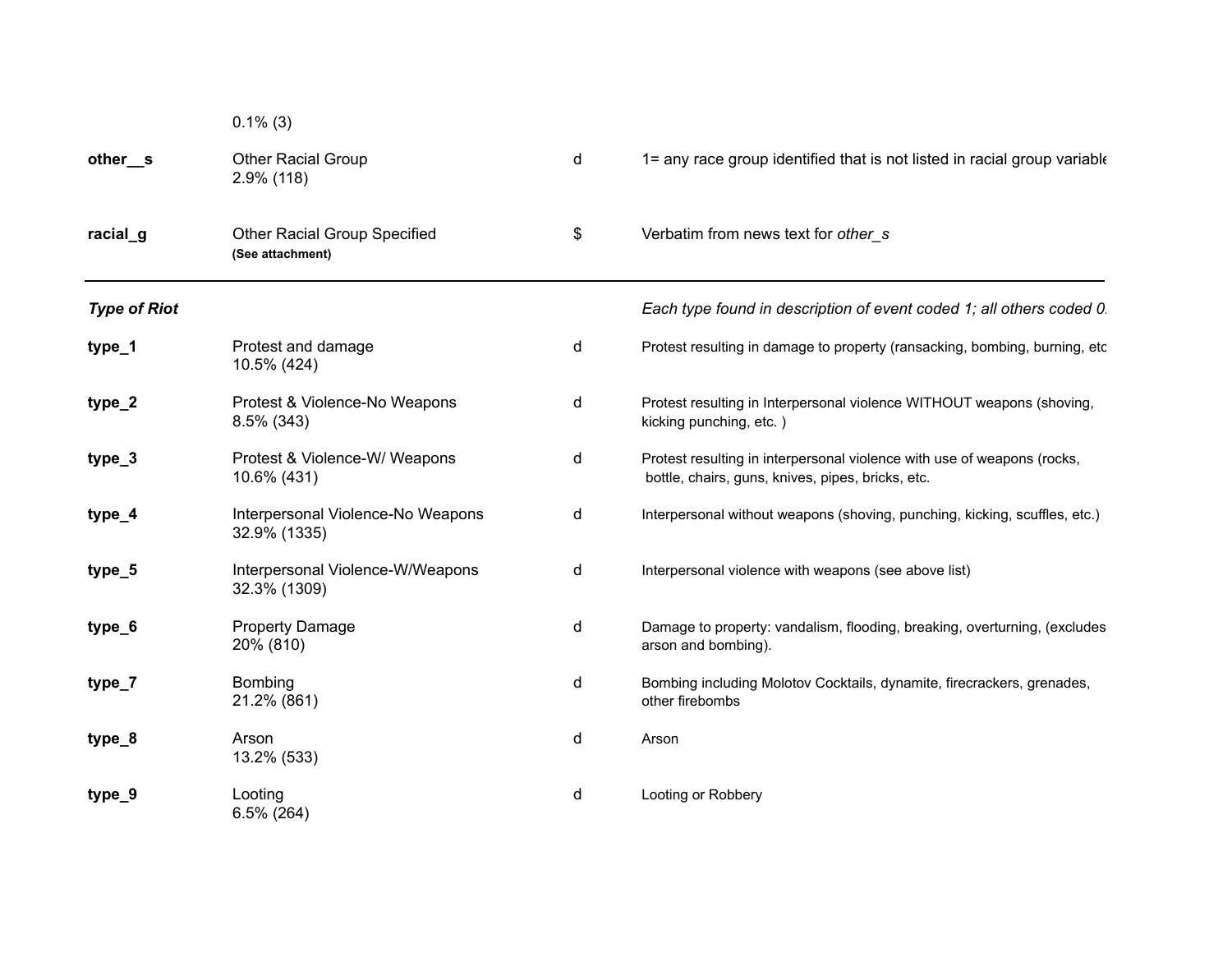| | | | |
|---|---|---|---|
| | 0.1% (3) | | |
| **other__s** | Other Racial Group<br>2.9% (118) | d | 1= any race group identified that is not listed in racial group variable |
| **racial_g** | Other Racial Group Specified<br>**(See attachment)** | $ | Verbatim from news text for *other_s* |
| ***Type of Riot*** | | | *Each type found in description of event coded 1; all others coded 0.* |
| **type_1** | Protest and damage<br>10.5% (424) | d | Protest resulting in damage to property (ransacking, bombing, burning, etc |
| **type_2** | Protest & Violence-No Weapons<br>8.5% (343) | d | Protest resulting in Interpersonal violence WITHOUT weapons (shoving, kicking punching, etc. ) |
| **type_3** | Protest & Violence-W/ Weapons<br>10.6% (431) | d | Protest resulting in interpersonal violence with use of weapons (rocks, bottle, chairs, guns, knives, pipes, bricks, etc. |
| **type_4** | Interpersonal Violence-No Weapons<br>32.9% (1335) | d | Interpersonal without weapons (shoving, punching, kicking, scuffles, etc.) |
| **type_5** | Interpersonal Violence-W/Weapons<br>32.3% (1309) | d | Interpersonal violence with weapons (see above list) |
| **type_6** | Property Damage<br>20% (810) | d | Damage to property: vandalism, flooding, breaking, overturning, (excludes arson and bombing). |
| **type_7** | Bombing<br>21.2% (861) | d | Bombing including Molotov Cocktails, dynamite, firecrackers, grenades, other firebombs |
| **type_8** | Arson<br>13.2% (533) | d | Arson |
| **type_9** | Looting<br>6.5% (264) | d | Looting or Robbery |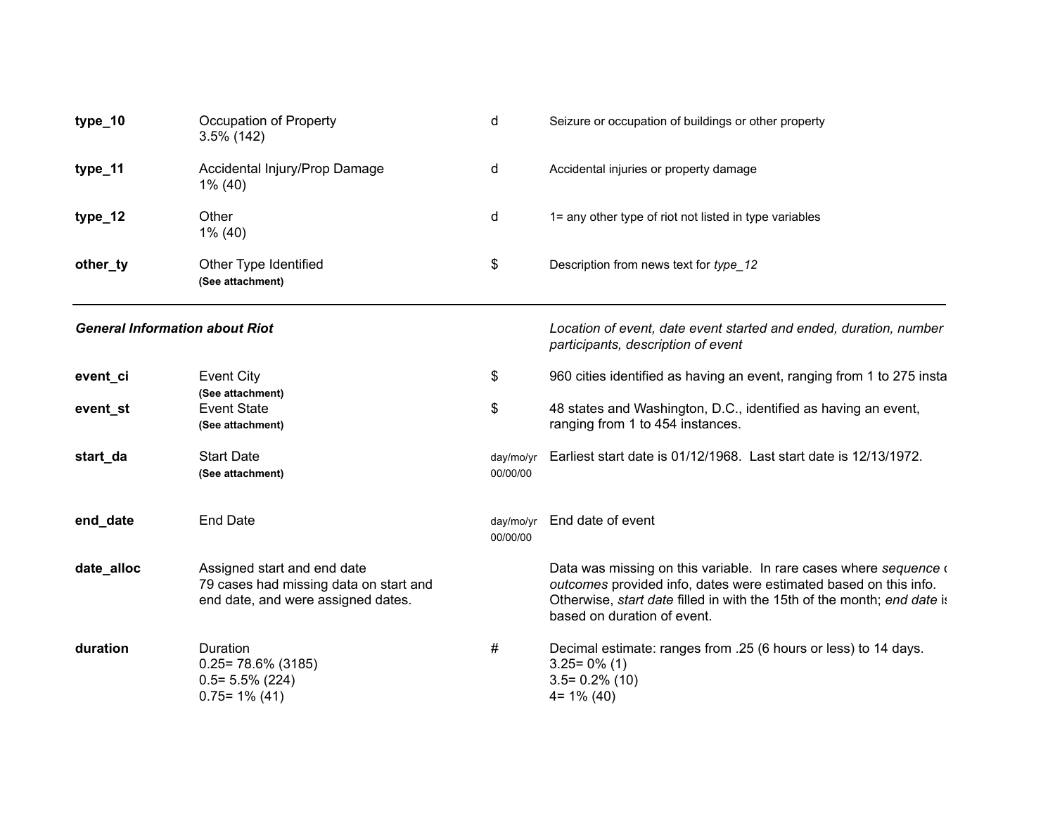| | | | |
|---|---|---|---|
| **type_10** | Occupation of Property<br>3.5% (142) | d | Seizure or occupation of buildings or other property |
| **type_11** | Accidental Injury/Prop Damage<br>1% (40) | d | Accidental injuries or property damage |
| **type_12** | Other<br>1% (40) | d | 1= any other type of riot not listed in type variables |
| **other_ty** | Other Type Identified<br>**(See attachment)** | $ | Description from news text for *type_12* |

| | | | |
|---|---|---|---|
| ***General Information about Riot*** | | | *Location of event, date event started and ended, duration, number participants, description of event* |
| **event_ci** | Event City<br>**(See attachment)** | $ | 960 cities identified as having an event, ranging from 1 to 275 insta |
| **event_st** | Event State<br>**(See attachment)** | $ | 48 states and Washington, D.C., identified as having an event, ranging from 1 to 454 instances. |
| **start_da** | Start Date<br>**(See attachment)** | day/mo/yr<br>00/00/00 | Earliest start date is 01/12/1968. Last start date is 12/13/1972. |
| **end_date** | End Date | day/mo/yr<br>00/00/00 | End date of event |
| **date_alloc** | Assigned start and end date<br>79 cases had missing data on start and end date, and were assigned dates. | | Data was missing on this variable. In rare cases where *sequence* *outcomes* provided info, dates were estimated based on this info. Otherwise, *start date* filled in with the 15th of the month; *end date* i based on duration of event. |
| **duration** | Duration<br>0.25= 78.6% (3185)<br>0.5= 5.5% (224)<br>0.75= 1% (41) | # | Decimal estimate: ranges from .25 (6 hours or less) to 14 days.<br>3.25= 0% (1)<br>3.5= 0.2% (10)<br>4= 1% (40) |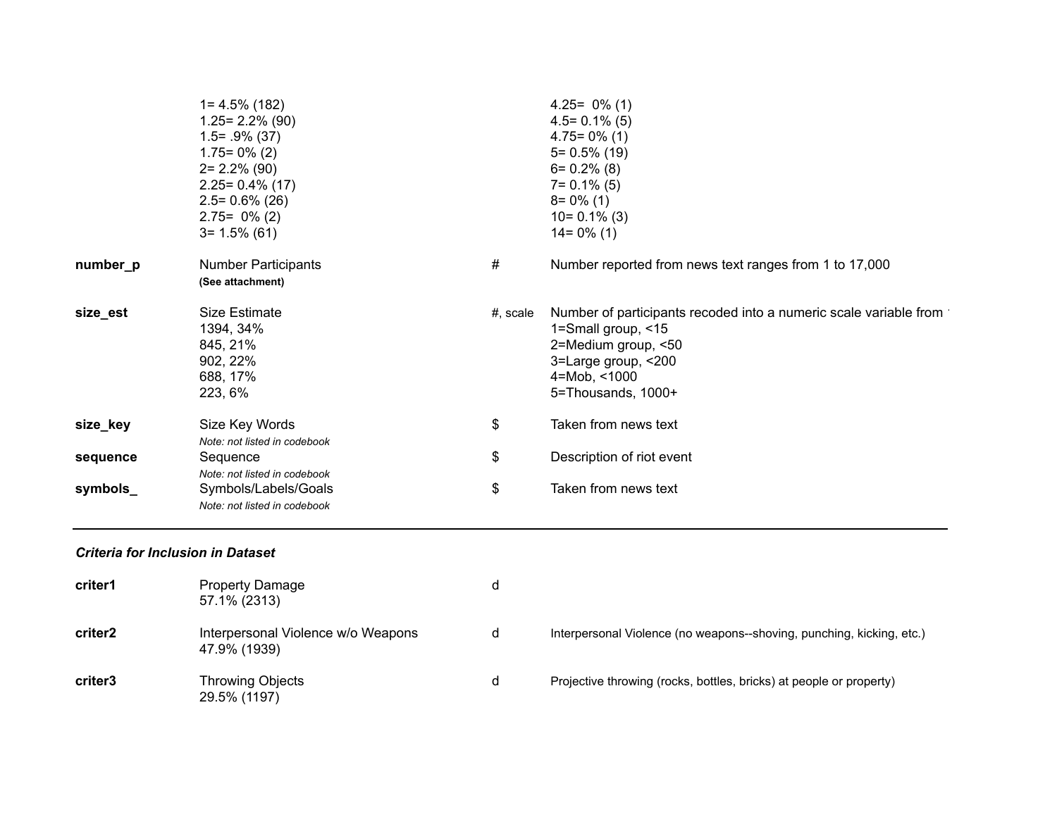| | | | |
|---|---|---|---|
| | 1= 4.5% (182)<br>1.25= 2.2% (90)<br>1.5= .9% (37)<br>1.75= 0% (2)<br>2= 2.2% (90)<br>2.25= 0.4% (17)<br>2.5= 0.6% (26)<br>2.75= 0% (2)<br>3= 1.5% (61) | | 4.25= 0% (1)<br>4.5= 0.1% (5)<br>4.75= 0% (1)<br>5= 0.5% (19)<br>6= 0.2% (8)<br>7= 0.1% (5)<br>8= 0% (1)<br>10= 0.1% (3)<br>14= 0% (1) |
| **number_p** | Number Participants<br>**(See attachment)** | # | Number reported from news text ranges from 1 to 17,000 |
| **size_est** | Size Estimate<br>1394, 34%<br>845, 21%<br>902, 22%<br>688, 17%<br>223, 6% | #, scale | Number of participants recoded into a numeric scale variable from<br>1=Small group, <15<br>2=Medium group, <50<br>3=Large group, <200<br>4=Mob, <1000<br>5=Thousands, 1000+ |
| **size_key** | Size Key Words<br>*Note: not listed in codebook* | $ | Taken from news text |
| **sequence** | Sequence<br>*Note: not listed in codebook* | $ | Description of riot event |
| **symbols_** | Symbols/Labels/Goals<br>*Note: not listed in codebook* | $ | Taken from news text |

***Criteria for Inclusion in Dataset***

| | | | |
|---|---|---|---|
| **criter1** | Property Damage<br>57.1% (2313) | d | |
| **criter2** | Interpersonal Violence w/o Weapons<br>47.9% (1939) | d | Interpersonal Violence (no weapons--shoving, punching, kicking, etc.) |
| **criter3** | Throwing Objects<br>29.5% (1197) | d | Projective throwing (rocks, bottles, bricks) at people or property) |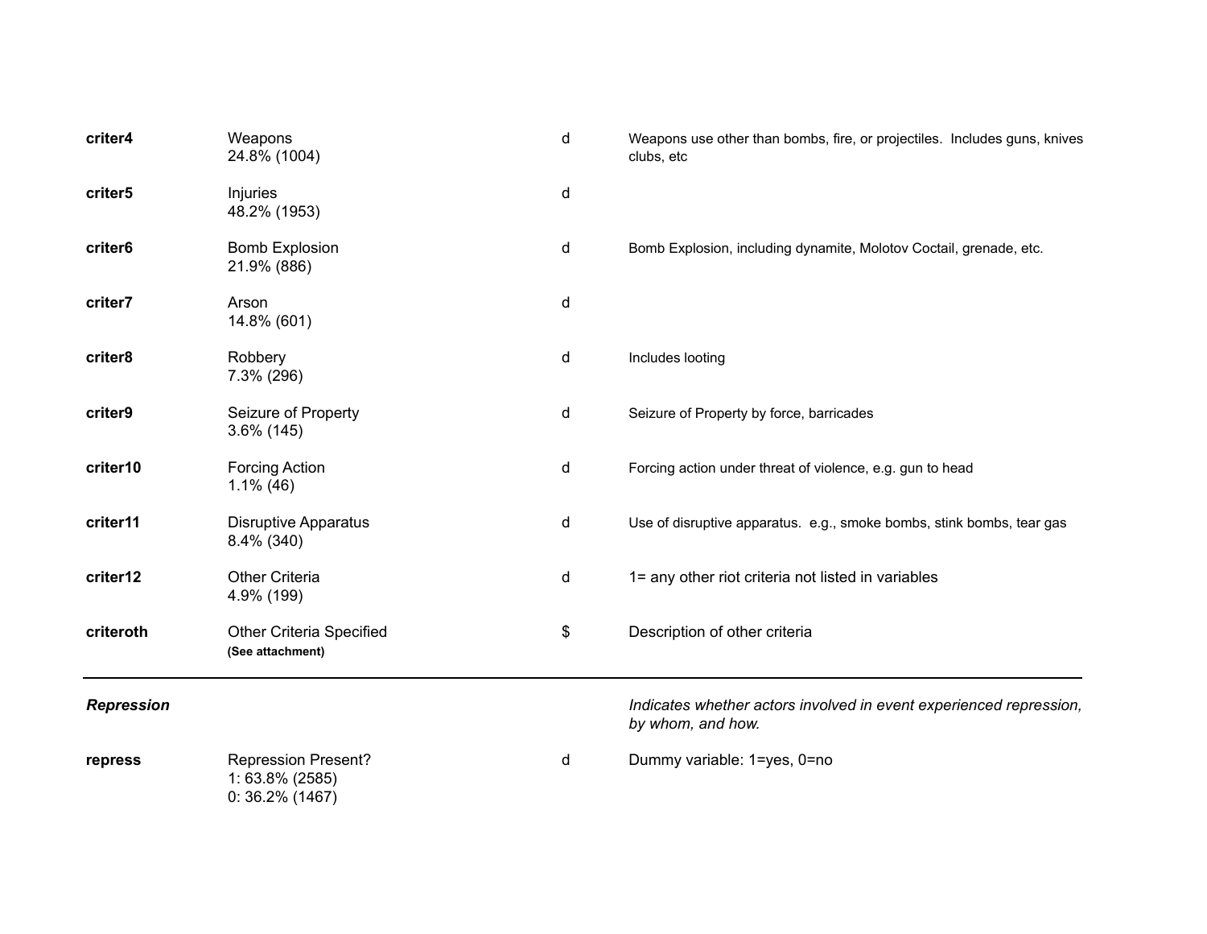| | | | |
|---|---|---|---|
| **criter4** | Weapons<br>24.8% (1004) | d | Weapons use other than bombs, fire, or projectiles. Includes guns, knives clubs, etc |
| **criter5** | Injuries<br>48.2% (1953) | d | |
| **criter6** | Bomb Explosion<br>21.9% (886) | d | Bomb Explosion, including dynamite, Molotov Coctail, grenade, etc. |
| **criter7** | Arson<br>14.8% (601) | d | |
| **criter8** | Robbery<br>7.3% (296) | d | Includes looting |
| **criter9** | Seizure of Property<br>3.6% (145) | d | Seizure of Property by force, barricades |
| **criter10** | Forcing Action<br>1.1% (46) | d | Forcing action under threat of violence, e.g. gun to head |
| **criter11** | Disruptive Apparatus<br>8.4% (340) | d | Use of disruptive apparatus. e.g., smoke bombs, stink bombs, tear gas |
| **criter12** | Other Criteria<br>4.9% (199) | d | 1= any other riot criteria not listed in variables |
| **criteroth** | Other Criteria Specified<br>**(See attachment)** | $ | Description of other criteria |

| | | | |
|---|---|---|---|
| ***Repression*** | | | *Indicates whether actors involved in event experienced repression, by whom, and how.* |
| **repress** | Repression Present?<br>1: 63.8% (2585)<br>0: 36.2% (1467) | d | Dummy variable: 1=yes, 0=no |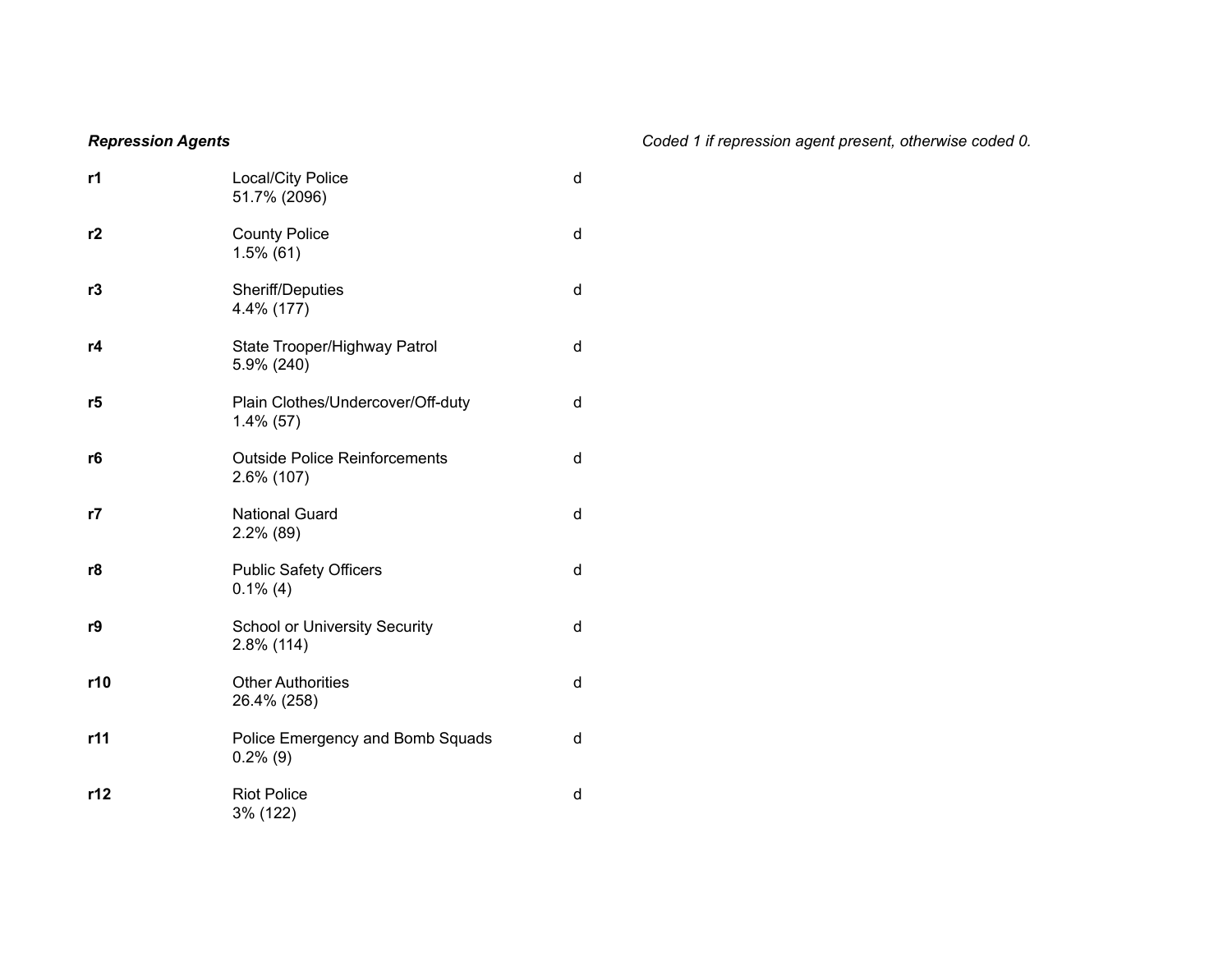***Repression Agents***

*Coded 1 if repression agent present, otherwise coded 0.*

| | | |
|---|---|---|
| **r1** | Local/City Police<br>51.7% (2096) | d |
| **r2** | County Police<br>1.5% (61) | d |
| **r3** | Sheriff/Deputies<br>4.4% (177) | d |
| **r4** | State Trooper/Highway Patrol<br>5.9% (240) | d |
| **r5** | Plain Clothes/Undercover/Off-duty<br>1.4% (57) | d |
| **r6** | Outside Police Reinforcements<br>2.6% (107) | d |
| **r7** | National Guard<br>2.2% (89) | d |
| **r8** | Public Safety Officers<br>0.1% (4) | d |
| **r9** | School or University Security<br>2.8% (114) | d |
| **r10** | Other Authorities<br>26.4% (258) | d |
| **r11** | Police Emergency and Bomb Squads<br>0.2% (9) | d |
| **r12** | Riot Police<br>3% (122) | d |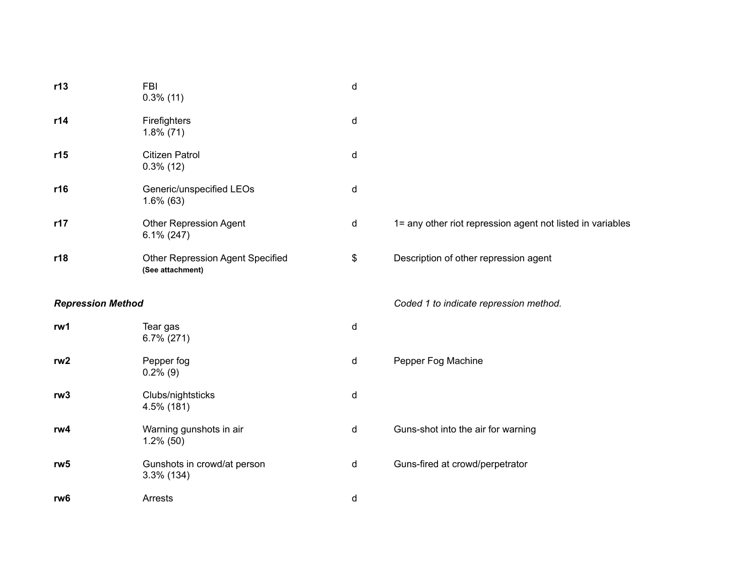| | | | |
|---|---|---|---|
| **r13** | FBI<br>0.3% (11) | d | |
| **r14** | Firefighters<br>1.8% (71) | d | |
| **r15** | Citizen Patrol<br>0.3% (12) | d | |
| **r16** | Generic/unspecified LEOs<br>1.6% (63) | d | |
| **r17** | Other Repression Agent<br>6.1% (247) | d | 1= any other riot repression agent not listed in variables |
| **r18** | Other Repression Agent Specified<br>**(See attachment)** | $ | Description of other repression agent |

***Repression Method*** — *Coded 1 to indicate repression method.*

| | | | |
|---|---|---|---|
| **rw1** | Tear gas<br>6.7% (271) | d | |
| **rw2** | Pepper fog<br>0.2% (9) | d | Pepper Fog Machine |
| **rw3** | Clubs/nightsticks<br>4.5% (181) | d | |
| **rw4** | Warning gunshots in air<br>1.2% (50) | d | Guns-shot into the air for warning |
| **rw5** | Gunshots in crowd/at person<br>3.3% (134) | d | Guns-fired at crowd/perpetrator |
| **rw6** | Arrests | d | |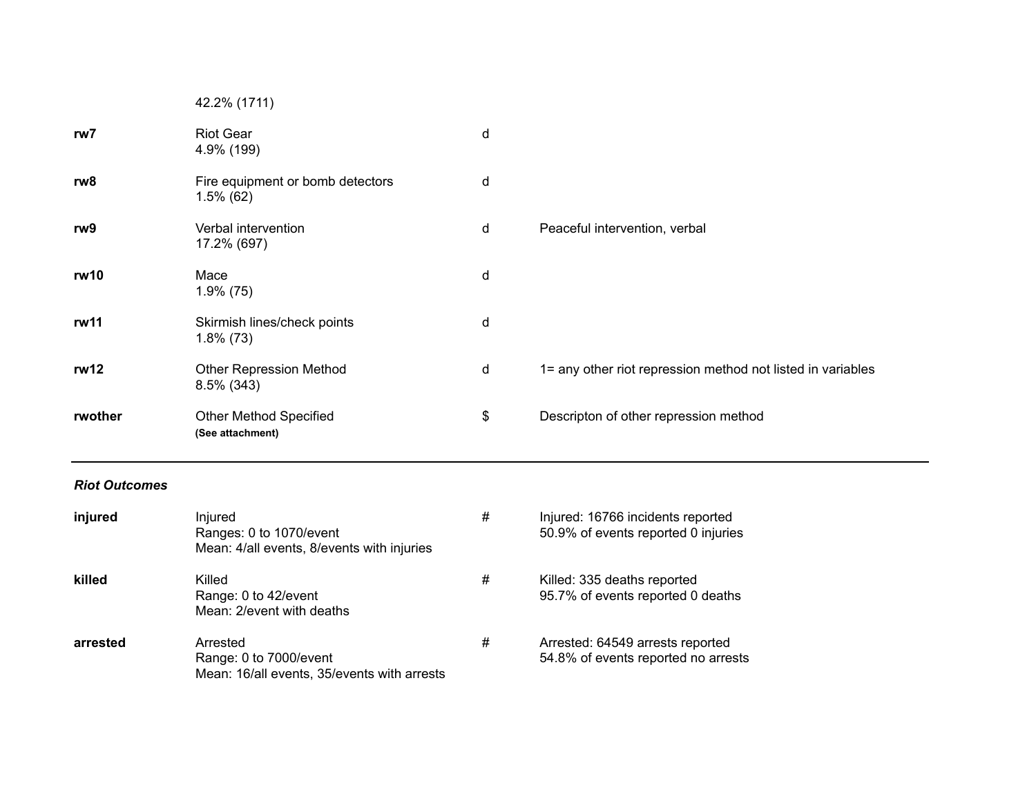| | | | |
|---|---|---|---|
| | 42.2% (1711) | | |
| **rw7** | Riot Gear<br>4.9% (199) | d | |
| **rw8** | Fire equipment or bomb detectors<br>1.5% (62) | d | |
| **rw9** | Verbal intervention<br>17.2% (697) | d | Peaceful intervention, verbal |
| **rw10** | Mace<br>1.9% (75) | d | |
| **rw11** | Skirmish lines/check points<br>1.8% (73) | d | |
| **rw12** | Other Repression Method<br>8.5% (343) | d | 1= any other riot repression method not listed in variables |
| **rwother** | Other Method Specified<br>**(See attachment)** | $ | Descripton of other repression method |

***Riot Outcomes***

| | | | |
|---|---|---|---|
| **injured** | Injured<br>Ranges: 0 to 1070/event<br>Mean: 4/all events, 8/events with injuries | # | Injured: 16766 incidents reported<br>50.9% of events reported 0 injuries |
| **killed** | Killed<br>Range: 0 to 42/event<br>Mean: 2/event with deaths | # | Killed: 335 deaths reported<br>95.7% of events reported 0 deaths |
| **arrested** | Arrested<br>Range: 0 to 7000/event<br>Mean: 16/all events, 35/events with arrests | # | Arrested: 64549 arrests reported<br>54.8% of events reported no arrests |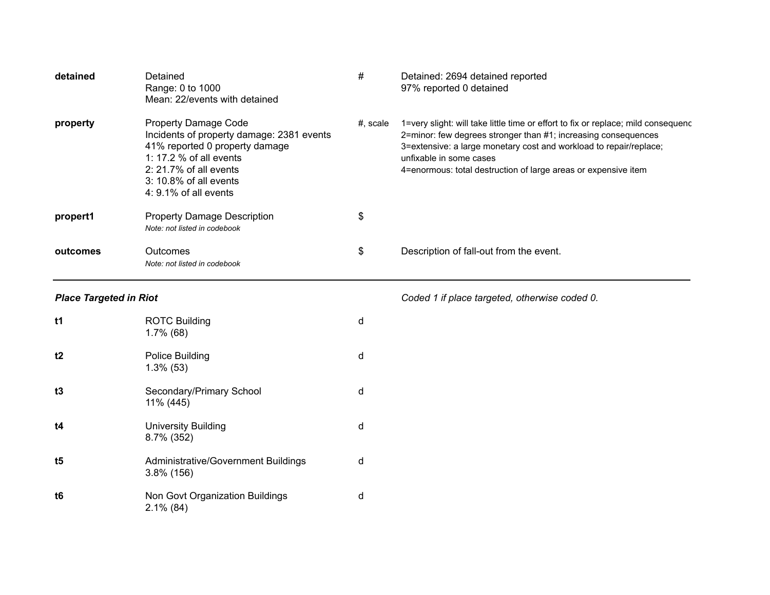| | | | |
|---|---|---|---|
| **detained** | Detained<br>Range: 0 to 1000<br>Mean: 22/events with detained | # | Detained: 2694 detained reported<br>97% reported 0 detained |
| **property** | Property Damage Code<br>Incidents of property damage: 2381 events<br>41% reported 0 property damage<br>1: 17.2 % of all events<br>2: 21.7% of all events<br>3: 10.8% of all events<br>4: 9.1% of all events | #, scale | 1=very slight: will take little time or effort to fix or replace; mild consequenc<br>2=minor: few degrees stronger than #1; increasing consequences<br>3=extensive: a large monetary cost and workload to repair/replace; unfixable in some cases<br>4=enormous: total destruction of large areas or expensive item |
| **propert1** | Property Damage Description<br>*Note: not listed in codebook* | $ | |
| **outcomes** | Outcomes<br>*Note: not listed in codebook* | $ | Description of fall-out from the event. |

---

| ***Place Targeted in Riot*** | | | *Coded 1 if place targeted, otherwise coded 0.* |
|---|---|---|---|
| **t1** | ROTC Building<br>1.7% (68) | d | |
| **t2** | Police Building<br>1.3% (53) | d | |
| **t3** | Secondary/Primary School<br>11% (445) | d | |
| **t4** | University Building<br>8.7% (352) | d | |
| **t5** | Administrative/Government Buildings<br>3.8% (156) | d | |
| **t6** | Non Govt Organization Buildings<br>2.1% (84) | d | |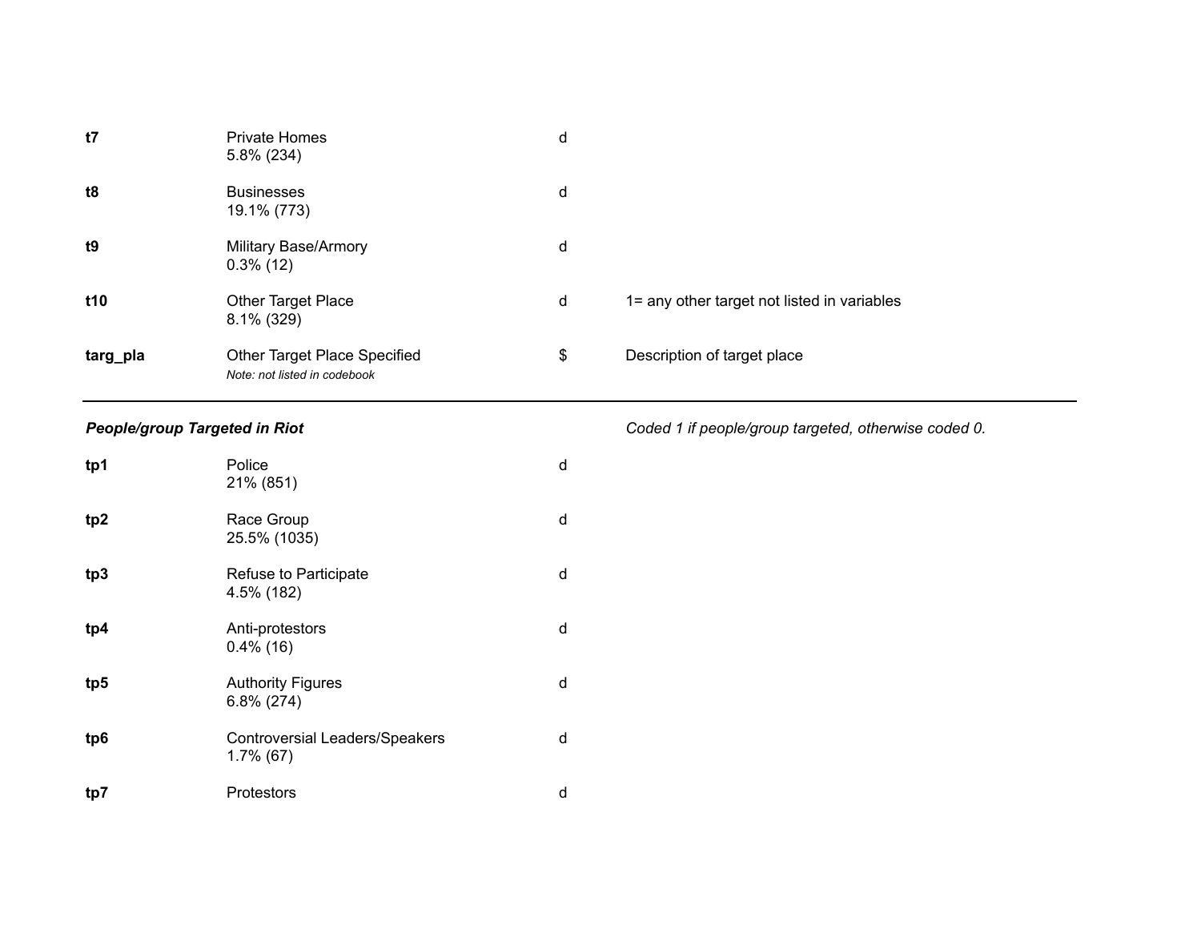| | | | |
|---|---|---|---|
| **t7** | Private Homes<br>5.8% (234) | d | |
| **t8** | Businesses<br>19.1% (773) | d | |
| **t9** | Military Base/Armory<br>0.3% (12) | d | |
| **t10** | Other Target Place<br>8.1% (329) | d | 1= any other target not listed in variables |
| **targ_pla** | Other Target Place Specified<br>*Note: not listed in codebook* | $ | Description of target place |

| | | | |
|---|---|---|---|
| ***People/group Targeted in Riot*** | | | *Coded 1 if people/group targeted, otherwise coded 0.* |
| **tp1** | Police<br>21% (851) | d | |
| **tp2** | Race Group<br>25.5% (1035) | d | |
| **tp3** | Refuse to Participate<br>4.5% (182) | d | |
| **tp4** | Anti-protestors<br>0.4% (16) | d | |
| **tp5** | Authority Figures<br>6.8% (274) | d | |
| **tp6** | Controversial Leaders/Speakers<br>1.7% (67) | d | |
| **tp7** | Protestors | d | |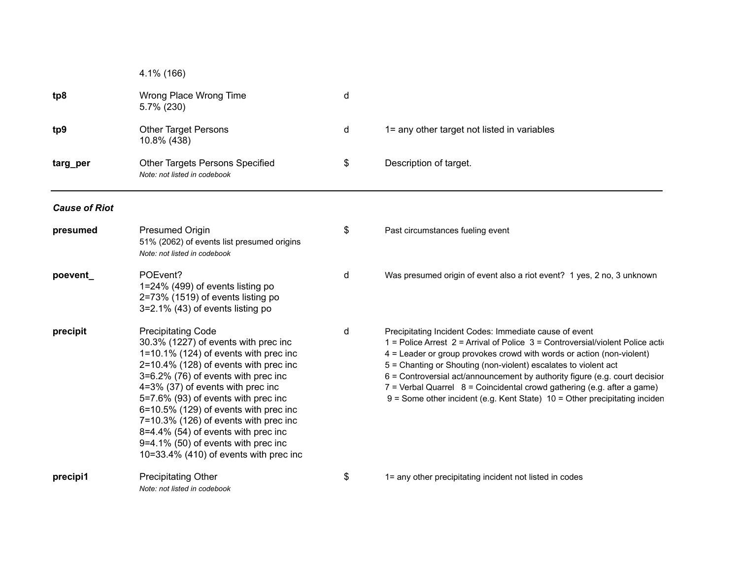| | | | |
|---|---|---|---|
| | 4.1% (166) | | |
| **tp8** | Wrong Place Wrong Time<br>5.7% (230) | d | |
| **tp9** | Other Target Persons<br>10.8% (438) | d | 1= any other target not listed in variables |
| **targ_per** | Other Targets Persons Specified<br>*Note: not listed in codebook* | $ | Description of target. |

***Cause of Riot***

| | | | |
|---|---|---|---|
| **presumed** | Presumed Origin<br>51% (2062) of events list presumed origins<br>*Note: not listed in codebook* | $ | Past circumstances fueling event |
| **poevent_** | POEvent?<br>1=24% (499) of events listing po<br>2=73% (1519) of events listing po<br>3=2.1% (43) of events listing po | d | Was presumed origin of event also a riot event? 1 yes, 2 no, 3 unknown |
| **precipit** | Precipitating Code<br>30.3% (1227) of events with prec inc<br>1=10.1% (124) of events with prec inc<br>2=10.4% (128) of events with prec inc<br>3=6.2% (76) of events with prec inc<br>4=3% (37) of events with prec inc<br>5=7.6% (93) of events with prec inc<br>6=10.5% (129) of events with prec inc<br>7=10.3% (126) of events with prec inc<br>8=4.4% (54) of events with prec inc<br>9=4.1% (50) of events with prec inc<br>10=33.4% (410) of events with prec inc | d | Precipitating Incident Codes: Immediate cause of event<br>1 = Police Arrest 2 = Arrival of Police 3 = Controversial/violent Police acti<br>4 = Leader or group provokes crowd with words or action (non-violent)<br>5 = Chanting or Shouting (non-violent) escalates to violent act<br>6 = Controversial act/announcement by authority figure (e.g. court decisior<br>7 = Verbal Quarrel 8 = Coincidental crowd gathering (e.g. after a game)<br>9 = Some other incident (e.g. Kent State) 10 = Other precipitating inciden |
| **precipi1** | Precipitating Other<br>*Note: not listed in codebook* | $ | 1= any other precipitating incident not listed in codes |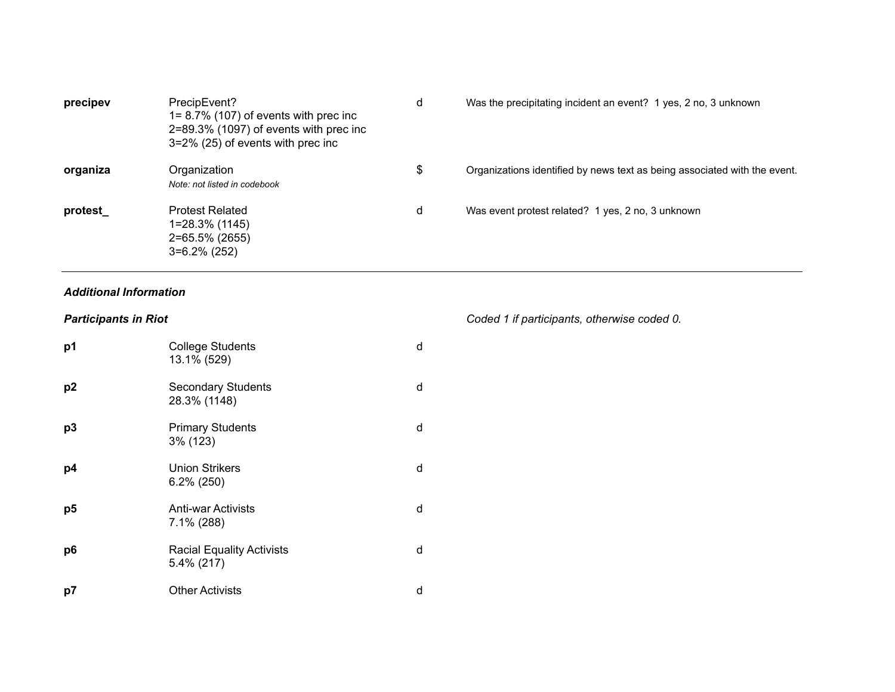| | | | |
|---|---|---|---|
| **precipev** | PrecipEvent?<br>1= 8.7% (107) of events with prec inc<br>2=89.3% (1097) of events with prec inc<br>3=2% (25) of events with prec inc | d | Was the precipitating incident an event? 1 yes, 2 no, 3 unknown |
| **organiza** | Organization<br>*Note: not listed in codebook* | $ | Organizations identified by news text as being associated with the event. |
| **protest_** | Protest Related<br>1=28.3% (1145)<br>2=65.5% (2655)<br>3=6.2% (252) | d | Was event protest related? 1 yes, 2 no, 3 unknown |

---

***Additional Information***

| ***Participants in Riot*** | | | *Coded 1 if participants, otherwise coded 0.* |
|---|---|---|---|
| **p1** | College Students<br>13.1% (529) | d | |
| **p2** | Secondary Students<br>28.3% (1148) | d | |
| **p3** | Primary Students<br>3% (123) | d | |
| **p4** | Union Strikers<br>6.2% (250) | d | |
| **p5** | Anti-war Activists<br>7.1% (288) | d | |
| **p6** | Racial Equality Activists<br>5.4% (217) | d | |
| **p7** | Other Activists | d | |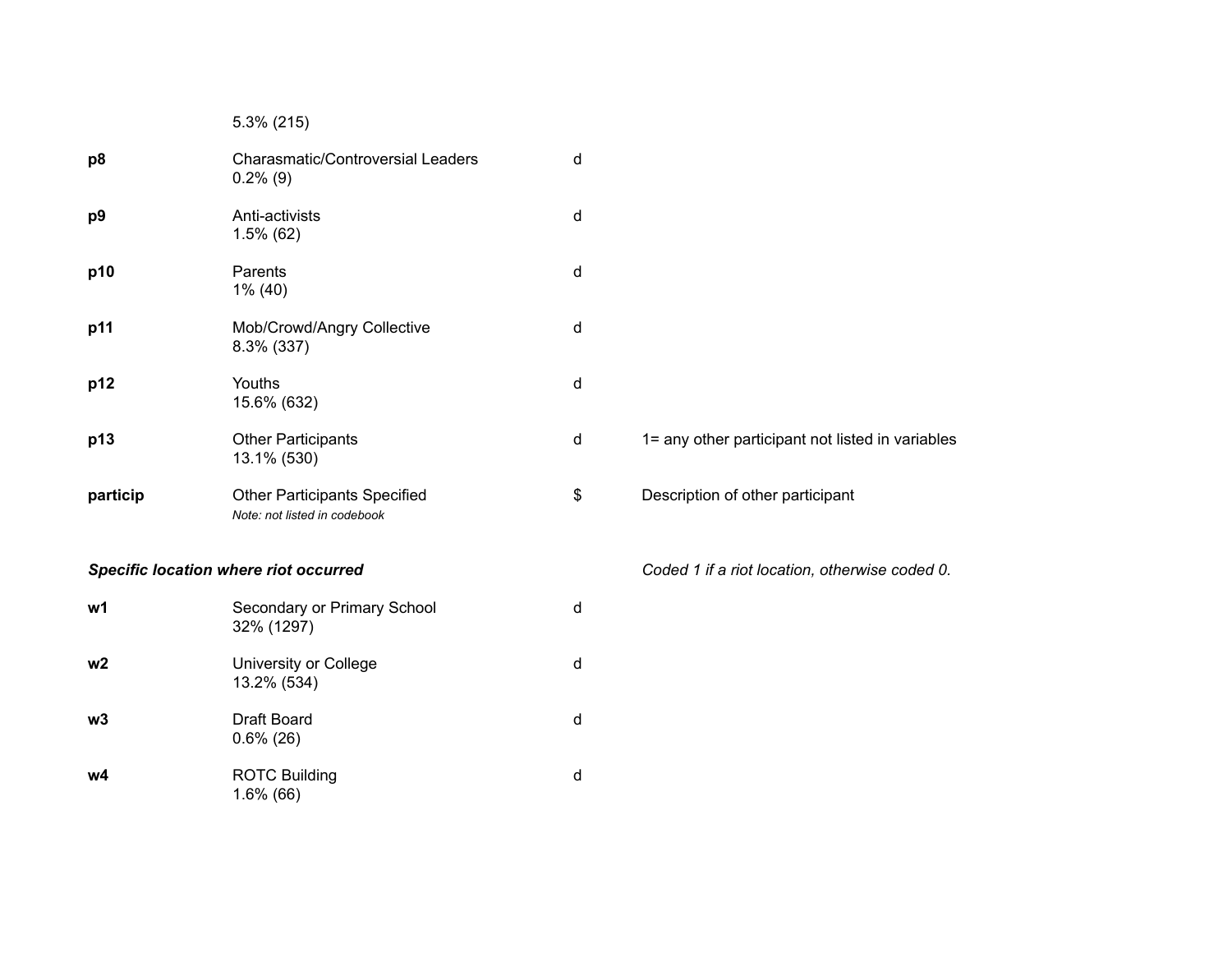| | | | |
|---|---|---|---|
| | 5.3% (215) | | |
| **p8** | Charasmatic/Controversial Leaders<br>0.2% (9) | d | |
| **p9** | Anti-activists<br>1.5% (62) | d | |
| **p10** | Parents<br>1% (40) | d | |
| **p11** | Mob/Crowd/Angry Collective<br>8.3% (337) | d | |
| **p12** | Youths<br>15.6% (632) | d | |
| **p13** | Other Participants<br>13.1% (530) | d | 1= any other participant not listed in variables |
| **particip** | Other Participants Specified<br>*Note: not listed in codebook* | $ | Description of other participant |
| ***Specific location where riot occurred*** | | | *Coded 1 if a riot location, otherwise coded 0.* |
| **w1** | Secondary or Primary School<br>32% (1297) | d | |
| **w2** | University or College<br>13.2% (534) | d | |
| **w3** | Draft Board<br>0.6% (26) | d | |
| **w4** | ROTC Building<br>1.6% (66) | d | |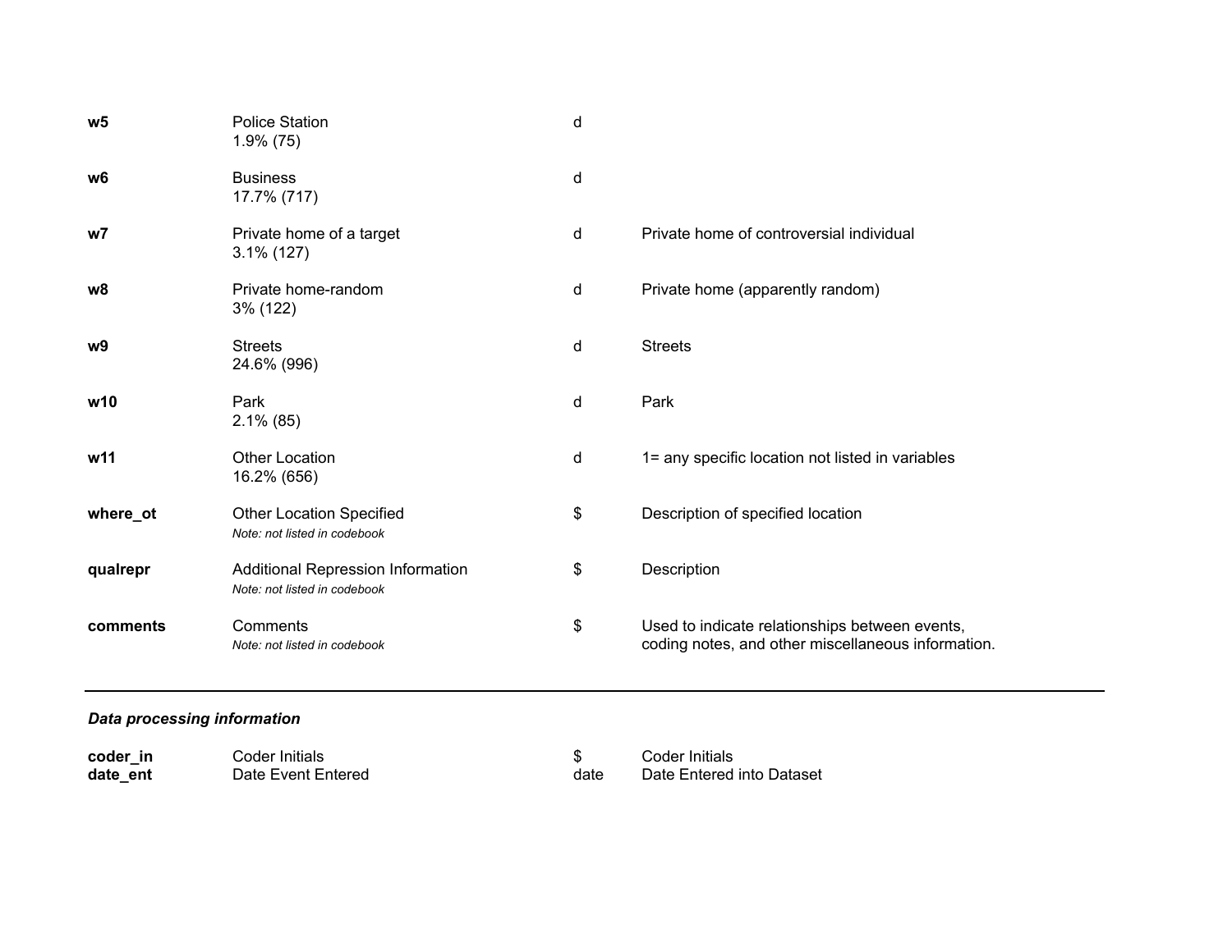| | | | |
|---|---|---|---|
| **w5** | Police Station<br>1.9% (75) | d | |
| **w6** | Business<br>17.7% (717) | d | |
| **w7** | Private home of a target<br>3.1% (127) | d | Private home of controversial individual |
| **w8** | Private home-random<br>3% (122) | d | Private home (apparently random) |
| **w9** | Streets<br>24.6% (996) | d | Streets |
| **w10** | Park<br>2.1% (85) | d | Park |
| **w11** | Other Location<br>16.2% (656) | d | 1= any specific location not listed in variables |
| **where_ot** | Other Location Specified<br>*Note: not listed in codebook* | $ | Description of specified location |
| **qualrepr** | Additional Repression Information<br>*Note: not listed in codebook* | $ | Description |
| **comments** | Comments<br>*Note: not listed in codebook* | $ | Used to indicate relationships between events, coding notes, and other miscellaneous information. |

---

***Data processing information***

| | | | |
|---|---|---|---|
| **coder_in** | Coder Initials | $ | Coder Initials |
| **date_ent** | Date Event Entered | date | Date Entered into Dataset |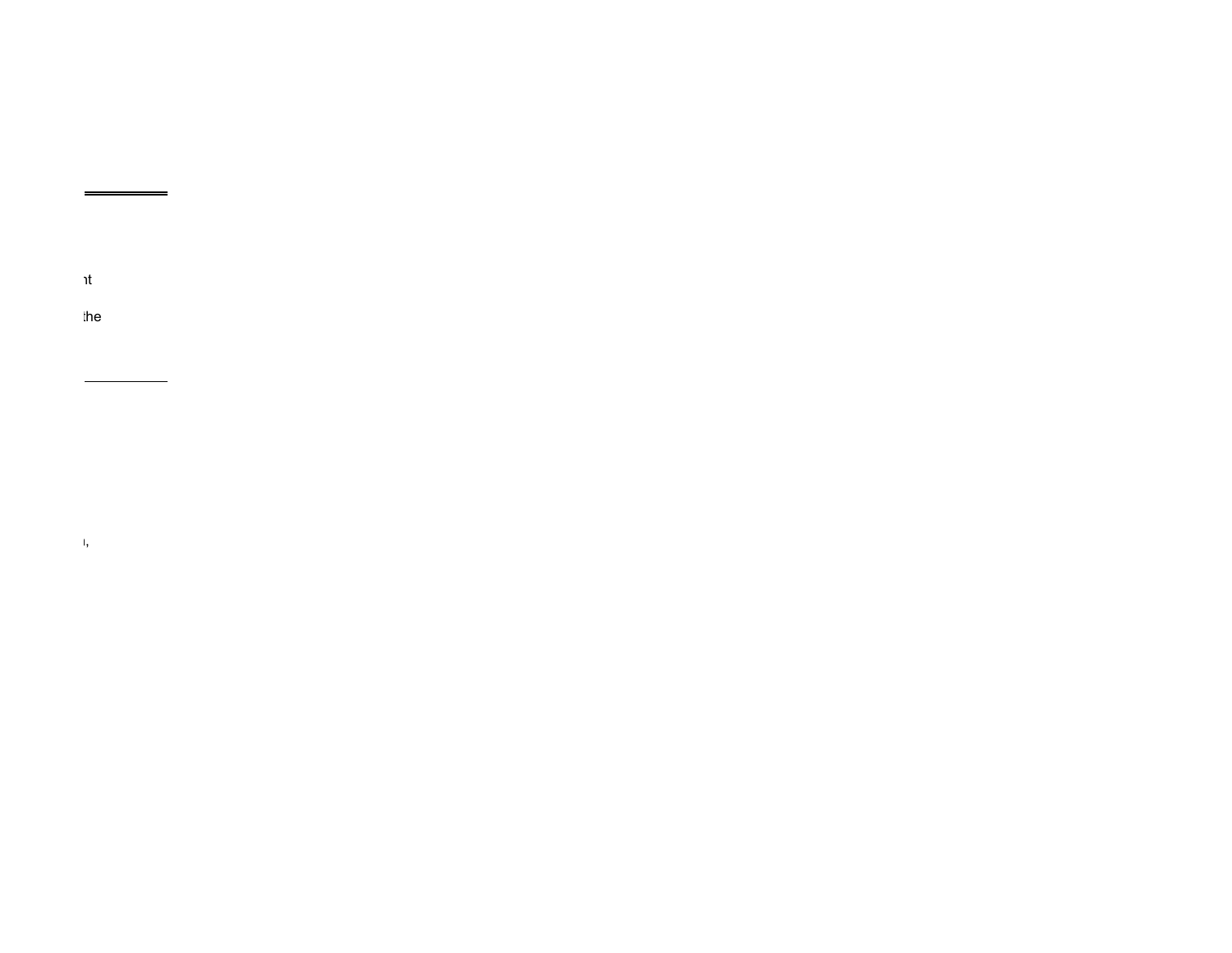nt

the

,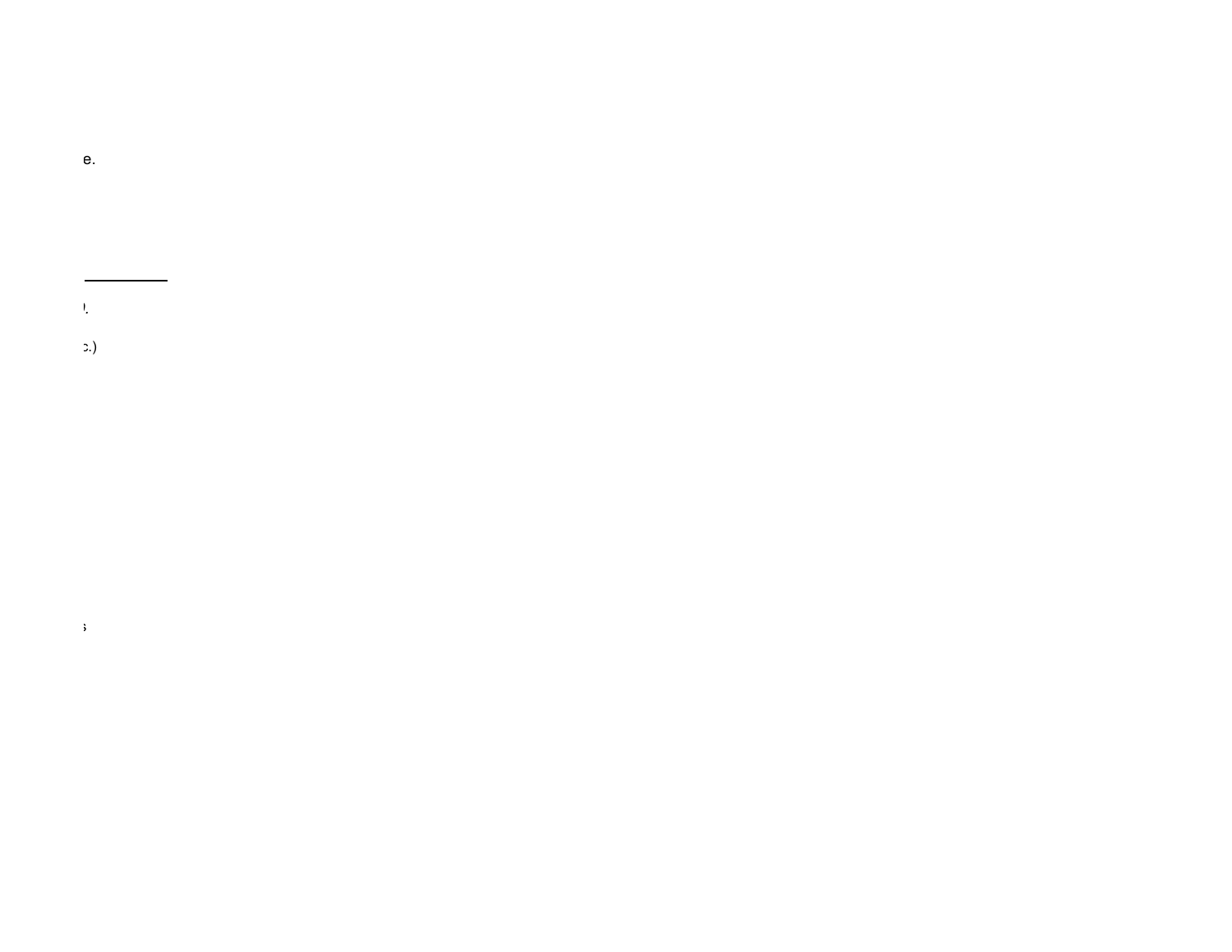e.

).

c.)

s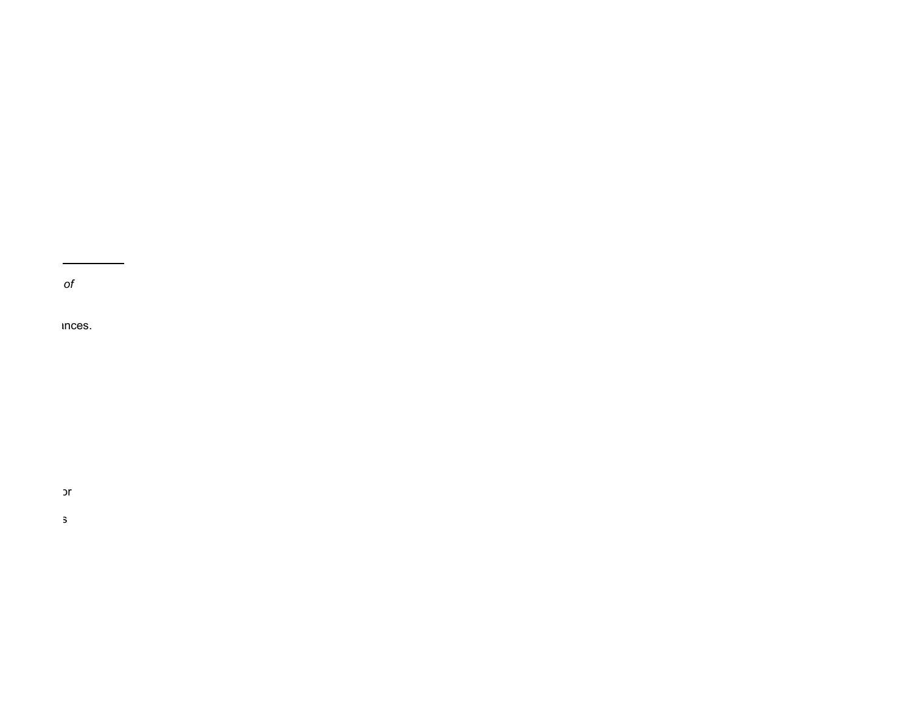*of*

ances.

or

s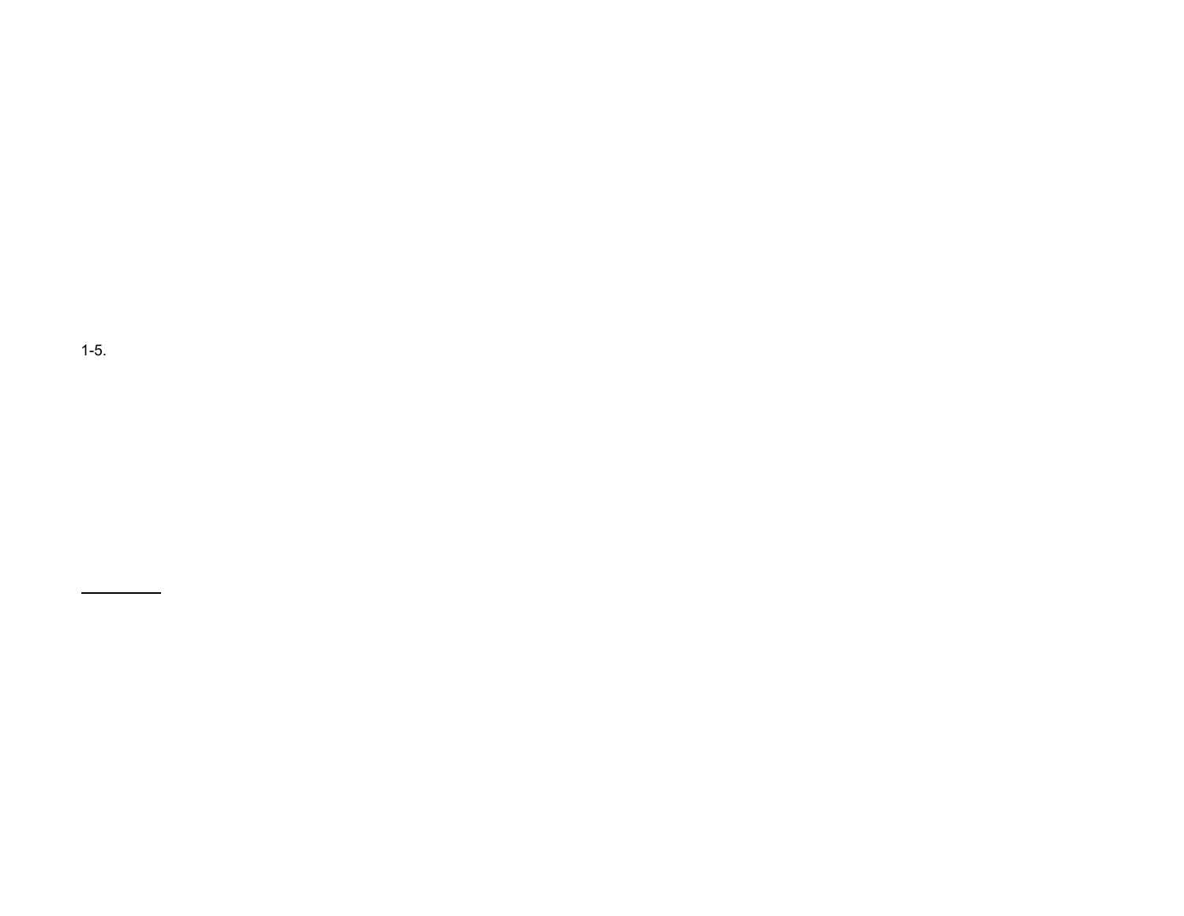1-5.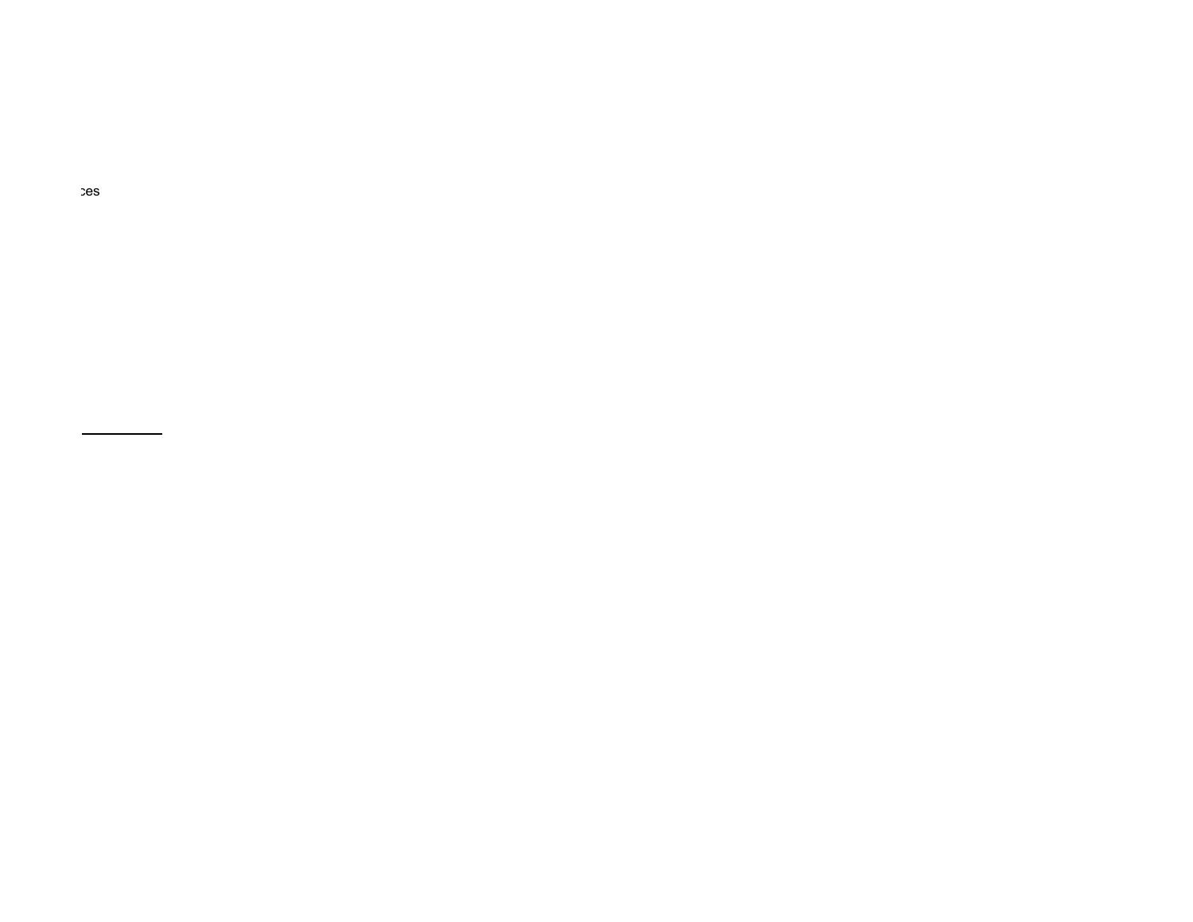ces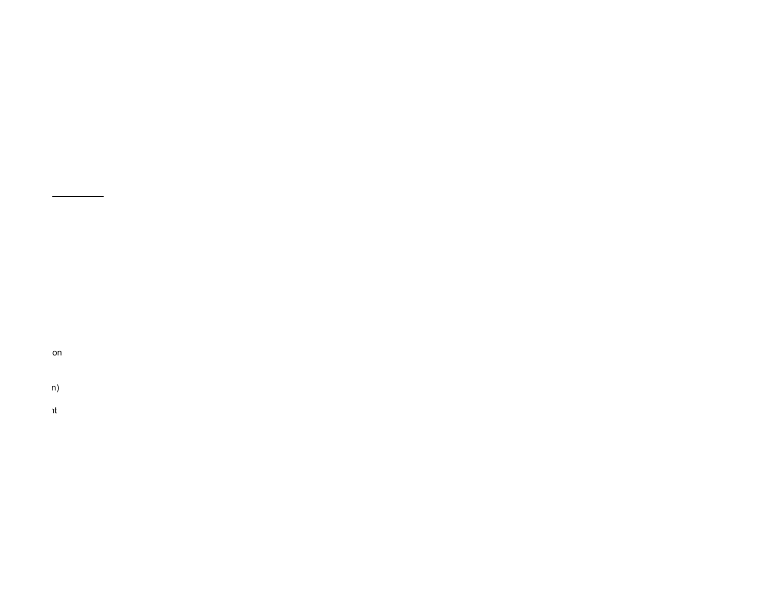on

n)

ıt